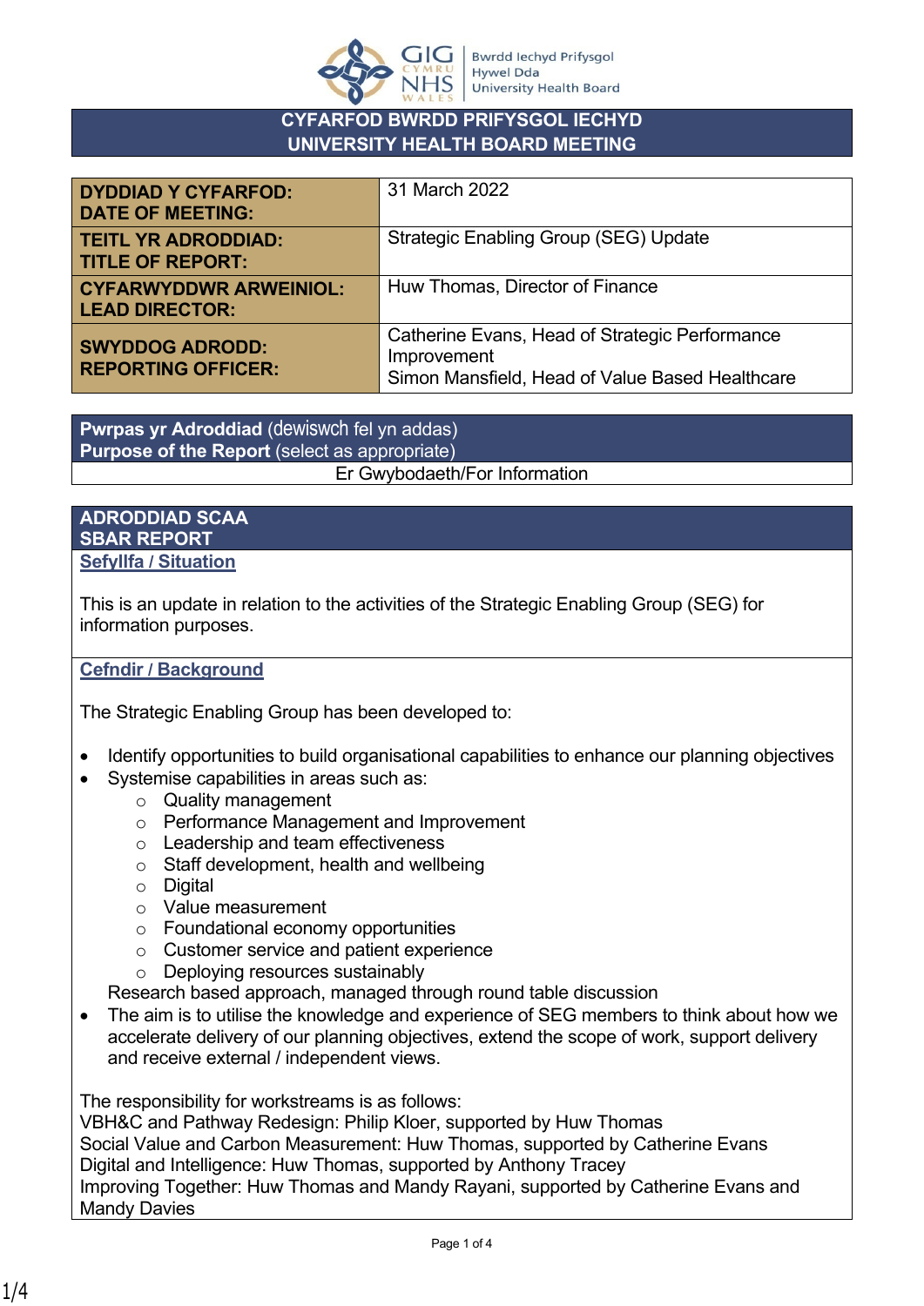# CYFARFOD BWRDD PRIFYSGOL IECHYD
# UNIVERSITY HEALTH BOARD MEETING

| | |
|---|---|
| **DYDDIAD Y CYFARFOD: DATE OF MEETING:** | 31 March 2022 |
| **TEITL YR ADRODDIAD: TITLE OF REPORT:** | Strategic Enabling Group (SEG) Update |
| **CYFARWYDDWR ARWEINIOL: LEAD DIRECTOR:** | Huw Thomas, Director of Finance |
| **SWYDDOG ADRODD: REPORTING OFFICER:** | Catherine Evans, Head of Strategic Performance Improvement<br>Simon Mansfield, Head of Value Based Healthcare |

| **Pwrpas yr Adroddiad** (dewiswch fel yn addas)<br>**Purpose of the Report** (select as appropriate) |
|---|
| Er Gwybodaeth/For Information |

## ADRODDIAD SCAA
## SBAR REPORT

### Sefyllfa / Situation

This is an update in relation to the activities of the Strategic Enabling Group (SEG) for information purposes.

### Cefndir / Background

The Strategic Enabling Group has been developed to:

- Identify opportunities to build organisational capabilities to enhance our planning objectives
- Systemise capabilities in areas such as:
  - Quality management
  - Performance Management and Improvement
  - Leadership and team effectiveness
  - Staff development, health and wellbeing
  - Digital
  - Value measurement
  - Foundational economy opportunities
  - Customer service and patient experience
  - Deploying resources sustainably

  Research based approach, managed through round table discussion
- The aim is to utilise the knowledge and experience of SEG members to think about how we accelerate delivery of our planning objectives, extend the scope of work, support delivery and receive external / independent views.

The responsibility for workstreams is as follows:
VBH&C and Pathway Redesign: Philip Kloer, supported by Huw Thomas
Social Value and Carbon Measurement: Huw Thomas, supported by Catherine Evans
Digital and Intelligence: Huw Thomas, supported by Anthony Tracey
Improving Together: Huw Thomas and Mandy Rayani, supported by Catherine Evans and Mandy Davies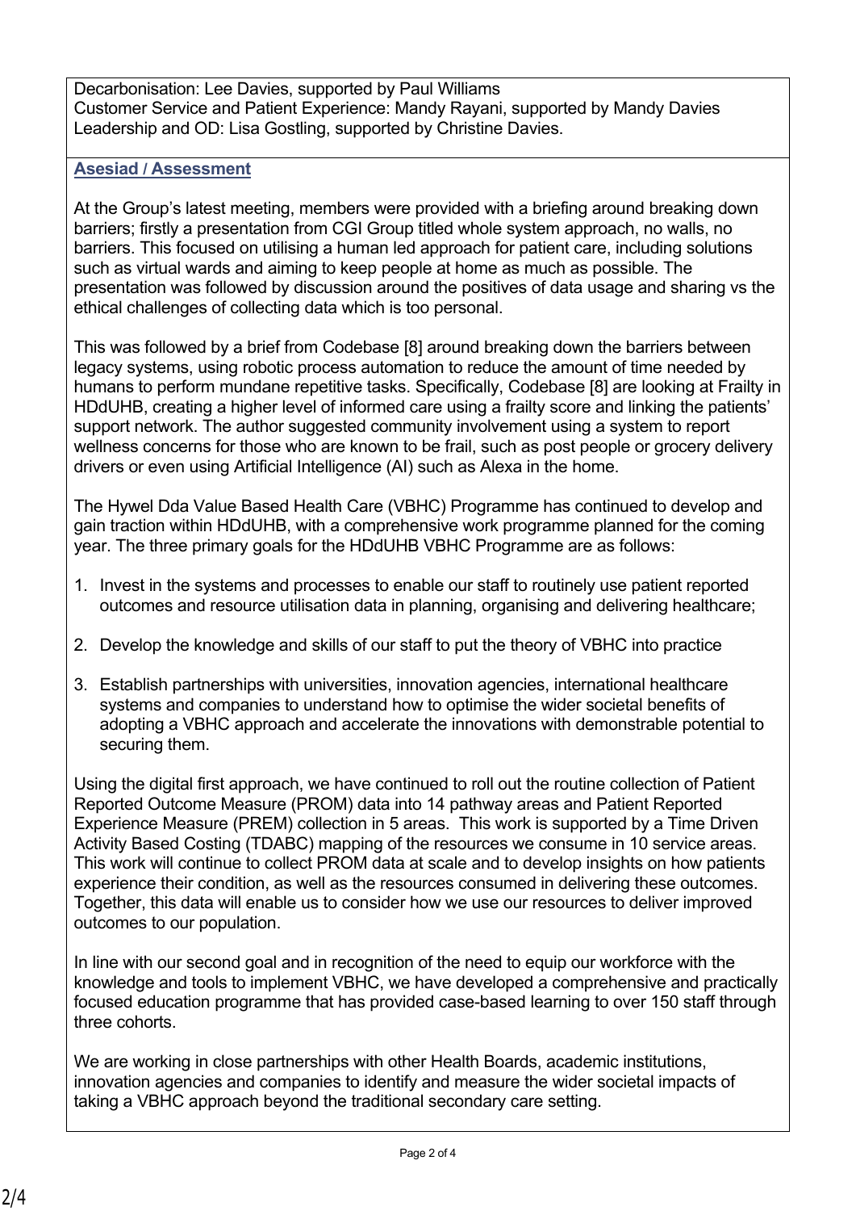Decarbonisation: Lee Davies, supported by Paul Williams
Customer Service and Patient Experience: Mandy Rayani, supported by Mandy Davies
Leadership and OD: Lisa Gostling, supported by Christine Davies.

**Asesiad / Assessment**

At the Group's latest meeting, members were provided with a briefing around breaking down barriers; firstly a presentation from CGI Group titled whole system approach, no walls, no barriers. This focused on utilising a human led approach for patient care, including solutions such as virtual wards and aiming to keep people at home as much as possible. The presentation was followed by discussion around the positives of data usage and sharing vs the ethical challenges of collecting data which is too personal.

This was followed by a brief from Codebase [8] around breaking down the barriers between legacy systems, using robotic process automation to reduce the amount of time needed by humans to perform mundane repetitive tasks. Specifically, Codebase [8] are looking at Frailty in HDdUHB, creating a higher level of informed care using a frailty score and linking the patients' support network. The author suggested community involvement using a system to report wellness concerns for those who are known to be frail, such as post people or grocery delivery drivers or even using Artificial Intelligence (AI) such as Alexa in the home.

The Hywel Dda Value Based Health Care (VBHC) Programme has continued to develop and gain traction within HDdUHB, with a comprehensive work programme planned for the coming year. The three primary goals for the HDdUHB VBHC Programme are as follows:

1. Invest in the systems and processes to enable our staff to routinely use patient reported outcomes and resource utilisation data in planning, organising and delivering healthcare;

2. Develop the knowledge and skills of our staff to put the theory of VBHC into practice

3. Establish partnerships with universities, innovation agencies, international healthcare systems and companies to understand how to optimise the wider societal benefits of adopting a VBHC approach and accelerate the innovations with demonstrable potential to securing them.

Using the digital first approach, we have continued to roll out the routine collection of Patient Reported Outcome Measure (PROM) data into 14 pathway areas and Patient Reported Experience Measure (PREM) collection in 5 areas. This work is supported by a Time Driven Activity Based Costing (TDABC) mapping of the resources we consume in 10 service areas. This work will continue to collect PROM data at scale and to develop insights on how patients experience their condition, as well as the resources consumed in delivering these outcomes. Together, this data will enable us to consider how we use our resources to deliver improved outcomes to our population.

In line with our second goal and in recognition of the need to equip our workforce with the knowledge and tools to implement VBHC, we have developed a comprehensive and practically focused education programme that has provided case-based learning to over 150 staff through three cohorts.

We are working in close partnerships with other Health Boards, academic institutions, innovation agencies and companies to identify and measure the wider societal impacts of taking a VBHC approach beyond the traditional secondary care setting.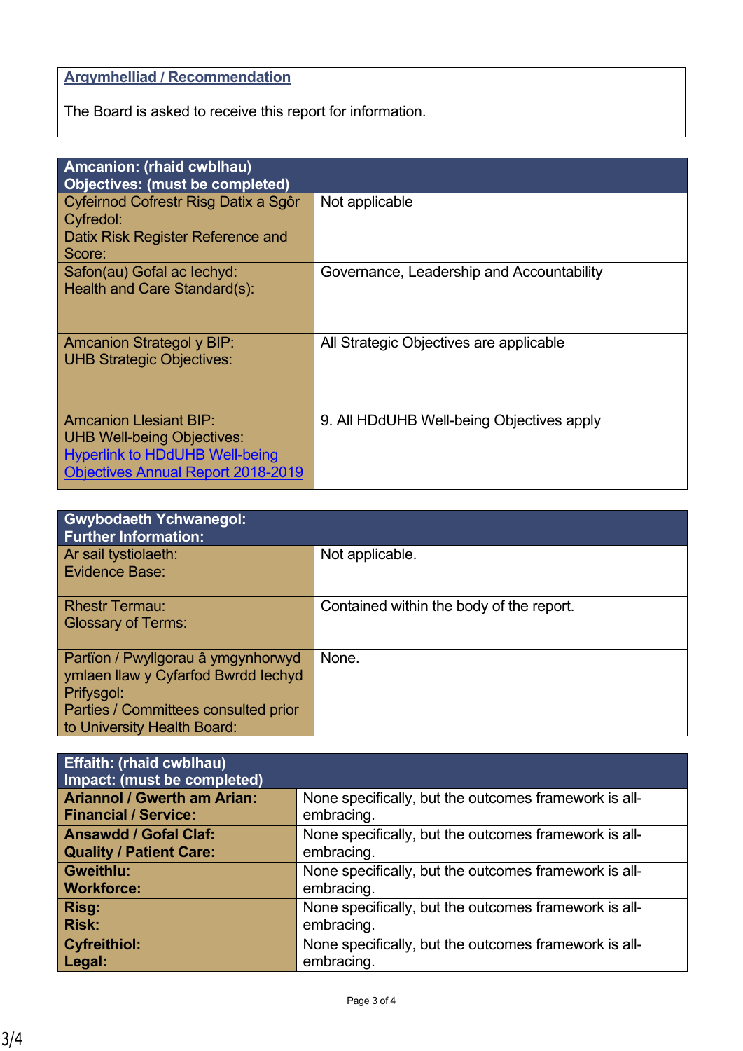| **Argymhelliad / Recommendation** |
|---|
| The Board is asked to receive this report for information. |

| **Amcanion: (rhaid cwblhau)**<br>**Objectives: (must be completed)** | |
|---|---|
| Cyfeirnod Cofrestr Risg Datix a Sgôr Cyfredol:<br>Datix Risk Register Reference and Score: | Not applicable |
| Safon(au) Gofal ac Iechyd:<br>Health and Care Standard(s): | Governance, Leadership and Accountability |
| Amcanion Strategol y BIP:<br>UHB Strategic Objectives: | All Strategic Objectives are applicable |
| Amcanion Llesiant BIP:<br>UHB Well-being Objectives:<br>Hyperlink to HDdUHB Well-being Objectives Annual Report 2018-2019 | 9. All HDdUHB Well-being Objectives apply |

| **Gwybodaeth Ychwanegol:**<br>**Further Information:** | |
|---|---|
| Ar sail tystiolaeth:<br>Evidence Base: | Not applicable. |
| Rhestr Termau:<br>Glossary of Terms: | Contained within the body of the report. |
| Partïon / Pwyllgorau â ymgynhorwyd ymlaen llaw y Cyfarfod Bwrdd Iechyd Prifysgol:<br>Parties / Committees consulted prior to University Health Board: | None. |

| **Effaith: (rhaid cwblhau)**<br>**Impact: (must be completed)** | |
|---|---|
| **Ariannol / Gwerth am Arian:**<br>**Financial / Service:** | None specifically, but the outcomes framework is all-embracing. |
| **Ansawdd / Gofal Claf:**<br>**Quality / Patient Care:** | None specifically, but the outcomes framework is all-embracing. |
| **Gweithlu:**<br>**Workforce:** | None specifically, but the outcomes framework is all-embracing. |
| **Risg:**<br>**Risk:** | None specifically, but the outcomes framework is all-embracing. |
| **Cyfreithiol:**<br>**Legal:** | None specifically, but the outcomes framework is all-embracing. |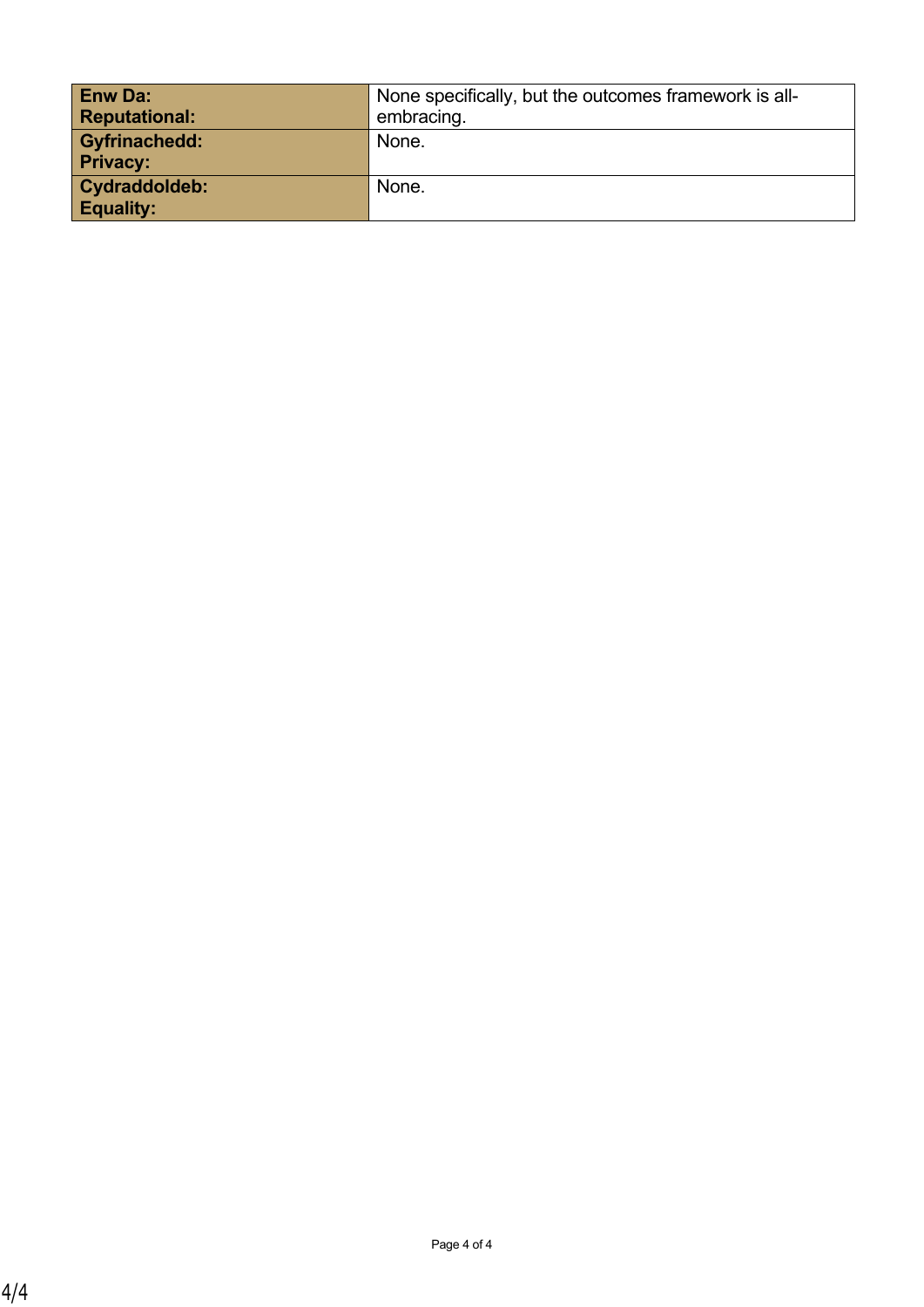| | |
|---|---|
| **Enw Da:**<br>**Reputational:** | None specifically, but the outcomes framework is all-embracing. |
| **Gyfrinachedd:**<br>**Privacy:** | None. |
| **Cydraddoldeb:**<br>**Equality:** | None. |